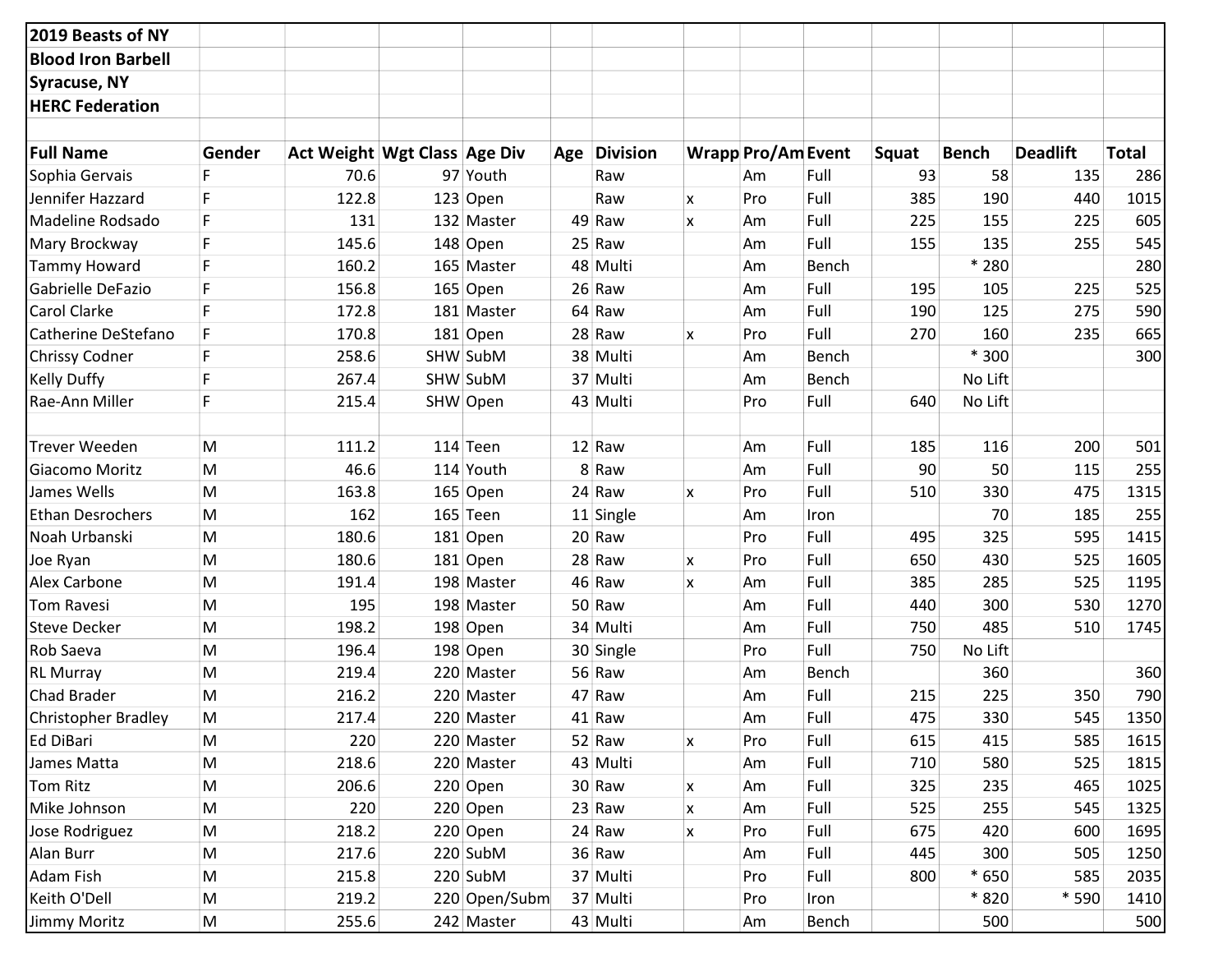**2019 Beasts of NY**
**Blood Iron Barbell**
**Syracuse, NY**
**HERC Federation**

| Full Name | Gender | Act Weight | Wgt Class | Age Div | Age | Division | Wrapp | Pro/Am | Event | Squat | Bench | Deadlift | Total |
|---|---|---|---|---|---|---|---|---|---|---|---|---|---|
| Sophia Gervais | F | 70.6 | 97 | Youth | | Raw | | Am | Full | 93 | 58 | 135 | 286 |
| Jennifer Hazzard | F | 122.8 | 123 | Open | | Raw | x | Pro | Full | 385 | 190 | 440 | 1015 |
| Madeline Rodsado | F | 131 | 132 | Master | 49 | Raw | x | Am | Full | 225 | 155 | 225 | 605 |
| Mary Brockway | F | 145.6 | 148 | Open | 25 | Raw | | Am | Full | 155 | 135 | 255 | 545 |
| Tammy Howard | F | 160.2 | 165 | Master | 48 | Multi | | Am | Bench | | * 280 | | 280 |
| Gabrielle DeFazio | F | 156.8 | 165 | Open | 26 | Raw | | Am | Full | 195 | 105 | 225 | 525 |
| Carol Clarke | F | 172.8 | 181 | Master | 64 | Raw | | Am | Full | 190 | 125 | 275 | 590 |
| Catherine DeStefano | F | 170.8 | 181 | Open | 28 | Raw | x | Pro | Full | 270 | 160 | 235 | 665 |
| Chrissy Codner | F | 258.6 | SHW | SubM | 38 | Multi | | Am | Bench | | * 300 | | 300 |
| Kelly Duffy | F | 267.4 | SHW | SubM | 37 | Multi | | Am | Bench | | No Lift | | |
| Rae-Ann Miller | F | 215.4 | SHW | Open | 43 | Multi | | Pro | Full | 640 | No Lift | | |
| | | | | | | | | | | | | | |
| Trever Weeden | M | 111.2 | 114 | Teen | 12 | Raw | | Am | Full | 185 | 116 | 200 | 501 |
| Giacomo Moritz | M | 46.6 | 114 | Youth | 8 | Raw | | Am | Full | 90 | 50 | 115 | 255 |
| James Wells | M | 163.8 | 165 | Open | 24 | Raw | x | Pro | Full | 510 | 330 | 475 | 1315 |
| Ethan Desrochers | M | 162 | 165 | Teen | 11 | Single | | Am | Iron | | 70 | 185 | 255 |
| Noah Urbanski | M | 180.6 | 181 | Open | 20 | Raw | | Pro | Full | 495 | 325 | 595 | 1415 |
| Joe Ryan | M | 180.6 | 181 | Open | 28 | Raw | x | Pro | Full | 650 | 430 | 525 | 1605 |
| Alex Carbone | M | 191.4 | 198 | Master | 46 | Raw | x | Am | Full | 385 | 285 | 525 | 1195 |
| Tom Ravesi | M | 195 | 198 | Master | 50 | Raw | | Am | Full | 440 | 300 | 530 | 1270 |
| Steve Decker | M | 198.2 | 198 | Open | 34 | Multi | | Am | Full | 750 | 485 | 510 | 1745 |
| Rob Saeva | M | 196.4 | 198 | Open | 30 | Single | | Pro | Full | 750 | No Lift | | |
| RL Murray | M | 219.4 | 220 | Master | 56 | Raw | | Am | Bench | | 360 | | 360 |
| Chad Brader | M | 216.2 | 220 | Master | 47 | Raw | | Am | Full | 215 | 225 | 350 | 790 |
| Christopher Bradley | M | 217.4 | 220 | Master | 41 | Raw | | Am | Full | 475 | 330 | 545 | 1350 |
| Ed DiBari | M | 220 | 220 | Master | 52 | Raw | x | Pro | Full | 615 | 415 | 585 | 1615 |
| James Matta | M | 218.6 | 220 | Master | 43 | Multi | | Am | Full | 710 | 580 | 525 | 1815 |
| Tom Ritz | M | 206.6 | 220 | Open | 30 | Raw | x | Am | Full | 325 | 235 | 465 | 1025 |
| Mike Johnson | M | 220 | 220 | Open | 23 | Raw | x | Am | Full | 525 | 255 | 545 | 1325 |
| Jose Rodriguez | M | 218.2 | 220 | Open | 24 | Raw | x | Pro | Full | 675 | 420 | 600 | 1695 |
| Alan Burr | M | 217.6 | 220 | SubM | 36 | Raw | | Am | Full | 445 | 300 | 505 | 1250 |
| Adam Fish | M | 215.8 | 220 | SubM | 37 | Multi | | Pro | Full | 800 | * 650 | 585 | 2035 |
| Keith O'Dell | M | 219.2 | 220 | Open/Subm | 37 | Multi | | Pro | Iron | | * 820 | * 590 | 1410 |
| Jimmy Moritz | M | 255.6 | 242 | Master | 43 | Multi | | Am | Bench | | 500 | | 500 |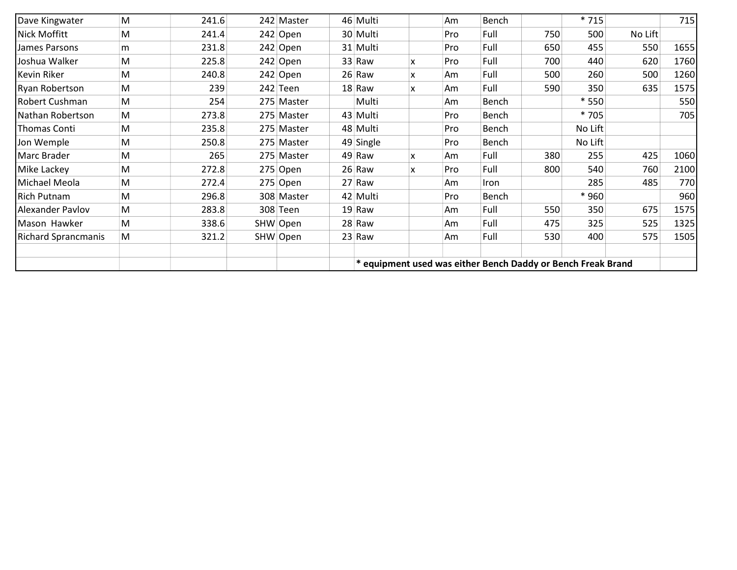| | | | | | | | | | | | | | | |
|---|---|---|---|---|---|---|---|---|---|---|---|---|---|---|
| Dave Kingwater | M | 241.6 | 242 | Master | 46 | Multi | | Am | Bench | | * 715 | | 715 |
| Nick Moffitt | M | 241.4 | 242 | Open | 30 | Multi | | Pro | Full | 750 | 500 | No Lift | |
| James Parsons | m | 231.8 | 242 | Open | 31 | Multi | | Pro | Full | 650 | 455 | 550 | 1655 |
| Joshua Walker | M | 225.8 | 242 | Open | 33 | Raw | x | Pro | Full | 700 | 440 | 620 | 1760 |
| Kevin Riker | M | 240.8 | 242 | Open | 26 | Raw | x | Am | Full | 500 | 260 | 500 | 1260 |
| Ryan Robertson | M | 239 | 242 | Teen | 18 | Raw | x | Am | Full | 590 | 350 | 635 | 1575 |
| Robert Cushman | M | 254 | 275 | Master | | Multi | | Am | Bench | | * 550 | | 550 |
| Nathan Robertson | M | 273.8 | 275 | Master | 43 | Multi | | Pro | Bench | | * 705 | | 705 |
| Thomas Conti | M | 235.8 | 275 | Master | 48 | Multi | | Pro | Bench | | No Lift | | |
| Jon Wemple | M | 250.8 | 275 | Master | 49 | Single | | Pro | Bench | | No Lift | | |
| Marc Brader | M | 265 | 275 | Master | 49 | Raw | x | Am | Full | 380 | 255 | 425 | 1060 |
| Mike Lackey | M | 272.8 | 275 | Open | 26 | Raw | x | Pro | Full | 800 | 540 | 760 | 2100 |
| Michael Meola | M | 272.4 | 275 | Open | 27 | Raw | | Am | Iron | | 285 | 485 | 770 |
| Rich Putnam | M | 296.8 | 308 | Master | 42 | Multi | | Pro | Bench | | * 960 | | 960 |
| Alexander Pavlov | M | 283.8 | 308 | Teen | 19 | Raw | | Am | Full | 550 | 350 | 675 | 1575 |
| Mason Hawker | M | 338.6 | SHW | Open | 28 | Raw | | Am | Full | 475 | 325 | 525 | 1325 |
| Richard Sprancmanis | M | 321.2 | SHW | Open | 23 | Raw | | Am | Full | 530 | 400 | 575 | 1505 |

**\* equipment used was either Bench Daddy or Bench Freak Brand**